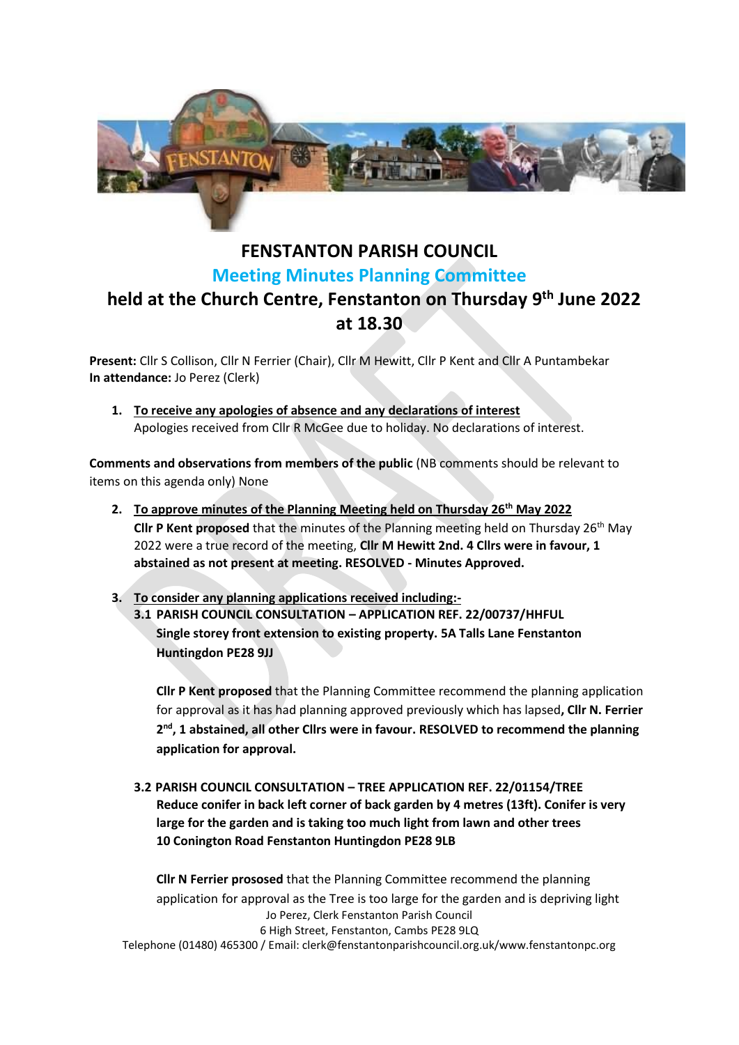# FENSTANTON PARISH COUNCIL

## Meeting Minutes Planning Committee

## held at the Church Centre, Fenstanton on Thursday 9th June 2022 at 18.30

**Present:** Cllr S Collison, Cllr N Ferrier (Chair), Cllr M Hewitt, Cllr P Kent and Cllr A Puntambekar
**In attendance:** Jo Perez (Clerk)

1. **To receive any apologies of absence and any declarations of interest**
   Apologies received from Cllr R McGee due to holiday. No declarations of interest.

**Comments and observations from members of the public** (NB comments should be relevant to items on this agenda only) None

2. **To approve minutes of the Planning Meeting held on Thursday 26th May 2022**
   **Cllr P Kent proposed** that the minutes of the Planning meeting held on Thursday 26th May 2022 were a true record of the meeting, **Cllr M Hewitt 2nd. 4 Cllrs were in favour, 1 abstained as not present at meeting. RESOLVED - Minutes Approved.**

3. **To consider any planning applications received including:-**

   **3.1 PARISH COUNCIL CONSULTATION – APPLICATION REF. 22/00737/HHFUL**
   **Single storey front extension to existing property. 5A Talls Lane Fenstanton Huntingdon PE28 9JJ**

   **Cllr P Kent proposed** that the Planning Committee recommend the planning application for approval as it has had planning approved previously which has lapsed**, Cllr N. Ferrier 2nd, 1 abstained, all other Cllrs were in favour. RESOLVED to recommend the planning application for approval.**

   **3.2 PARISH COUNCIL CONSULTATION – TREE APPLICATION REF. 22/01154/TREE**
   **Reduce conifer in back left corner of back garden by 4 metres (13ft). Conifer is very large for the garden and is taking too much light from lawn and other trees**
   **10 Conington Road Fenstanton Huntingdon PE28 9LB**

   **Cllr N Ferrier prososed** that the Planning Committee recommend the planning application for approval as the Tree is too large for the garden and is depriving light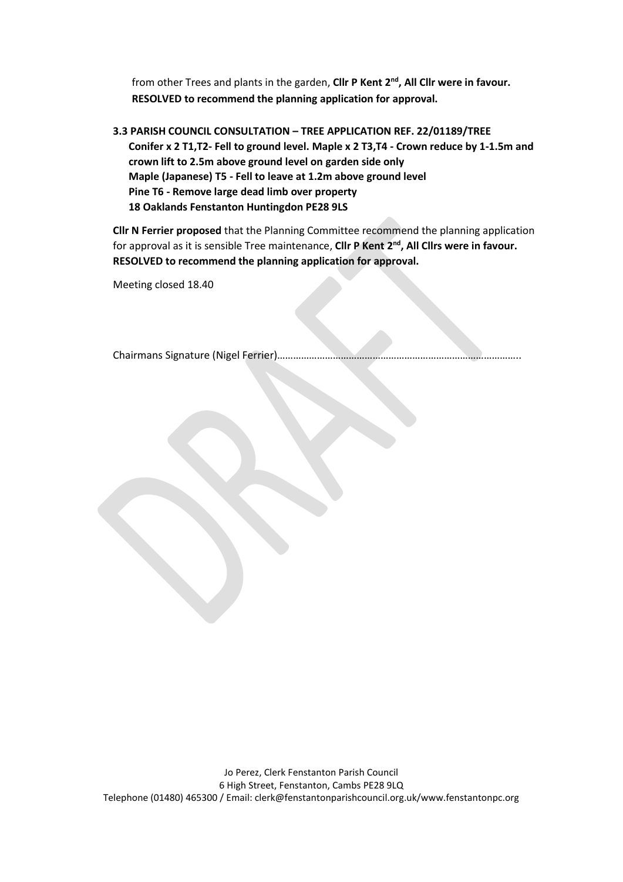from other Trees and plants in the garden, **Cllr P Kent 2nd, All Cllr were in favour. RESOLVED to recommend the planning application for approval.**

**3.3 PARISH COUNCIL CONSULTATION – TREE APPLICATION REF. 22/01189/TREE**
**Conifer x 2 T1,T2- Fell to ground level. Maple x 2 T3,T4 - Crown reduce by 1-1.5m and crown lift to 2.5m above ground level on garden side only**
**Maple (Japanese) T5 - Fell to leave at 1.2m above ground level**
**Pine T6 - Remove large dead limb over property**
**18 Oaklands Fenstanton Huntingdon PE28 9LS**

**Cllr N Ferrier proposed** that the Planning Committee recommend the planning application for approval as it is sensible Tree maintenance, **Cllr P Kent 2nd, All Cllrs were in favour. RESOLVED to recommend the planning application for approval.**

Meeting closed 18.40

Chairmans Signature (Nigel Ferrier)……………………………………………………………………………...

Jo Perez, Clerk Fenstanton Parish Council
6 High Street, Fenstanton, Cambs PE28 9LQ
Telephone (01480) 465300 / Email: clerk@fenstantonparishcouncil.org.uk/www.fenstantonpc.org